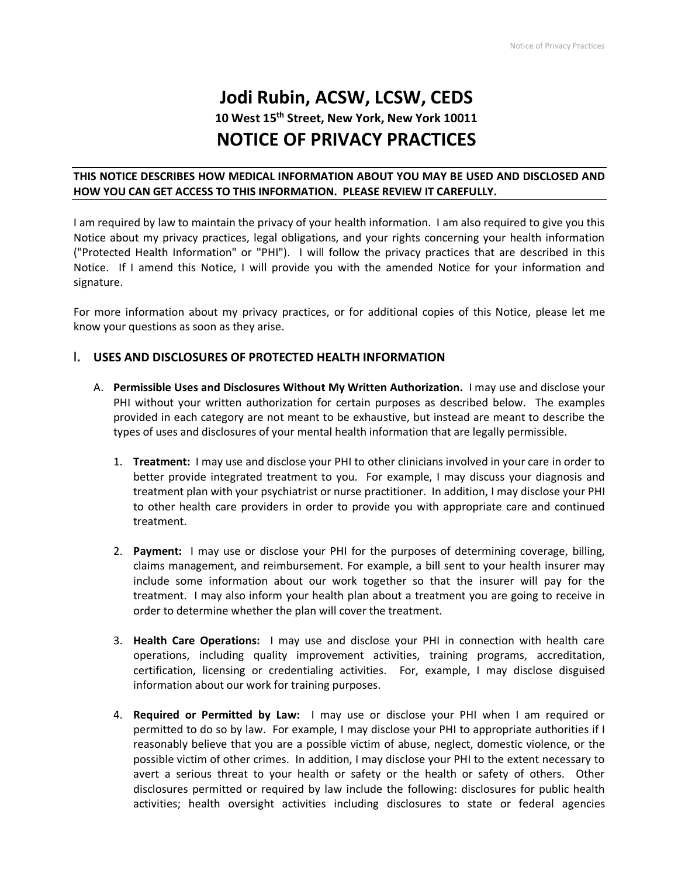# Jodi Rubin, ACSW, LCSW, CEDS

**10 West 15th Street, New York, New York 10011**

# NOTICE OF PRIVACY PRACTICES

**THIS NOTICE DESCRIBES HOW MEDICAL INFORMATION ABOUT YOU MAY BE USED AND DISCLOSED AND HOW YOU CAN GET ACCESS TO THIS INFORMATION. PLEASE REVIEW IT CAREFULLY.**

I am required by law to maintain the privacy of your health information. I am also required to give you this Notice about my privacy practices, legal obligations, and your rights concerning your health information ("Protected Health Information" or "PHI"). I will follow the privacy practices that are described in this Notice. If I amend this Notice, I will provide you with the amended Notice for your information and signature.

For more information about my privacy practices, or for additional copies of this Notice, please let me know your questions as soon as they arise.

## I. USES AND DISCLOSURES OF PROTECTED HEALTH INFORMATION

A. **Permissible Uses and Disclosures Without My Written Authorization.** I may use and disclose your PHI without your written authorization for certain purposes as described below. The examples provided in each category are not meant to be exhaustive, but instead are meant to describe the types of uses and disclosures of your mental health information that are legally permissible.

1. **Treatment:** I may use and disclose your PHI to other clinicians involved in your care in order to better provide integrated treatment to you. For example, I may discuss your diagnosis and treatment plan with your psychiatrist or nurse practitioner. In addition, I may disclose your PHI to other health care providers in order to provide you with appropriate care and continued treatment.

2. **Payment:** I may use or disclose your PHI for the purposes of determining coverage, billing, claims management, and reimbursement. For example, a bill sent to your health insurer may include some information about our work together so that the insurer will pay for the treatment. I may also inform your health plan about a treatment you are going to receive in order to determine whether the plan will cover the treatment.

3. **Health Care Operations:** I may use and disclose your PHI in connection with health care operations, including quality improvement activities, training programs, accreditation, certification, licensing or credentialing activities. For, example, I may disclose disguised information about our work for training purposes.

4. **Required or Permitted by Law:** I may use or disclose your PHI when I am required or permitted to do so by law. For example, I may disclose your PHI to appropriate authorities if I reasonably believe that you are a possible victim of abuse, neglect, domestic violence, or the possible victim of other crimes. In addition, I may disclose your PHI to the extent necessary to avert a serious threat to your health or safety or the health or safety of others. Other disclosures permitted or required by law include the following: disclosures for public health activities; health oversight activities including disclosures to state or federal agencies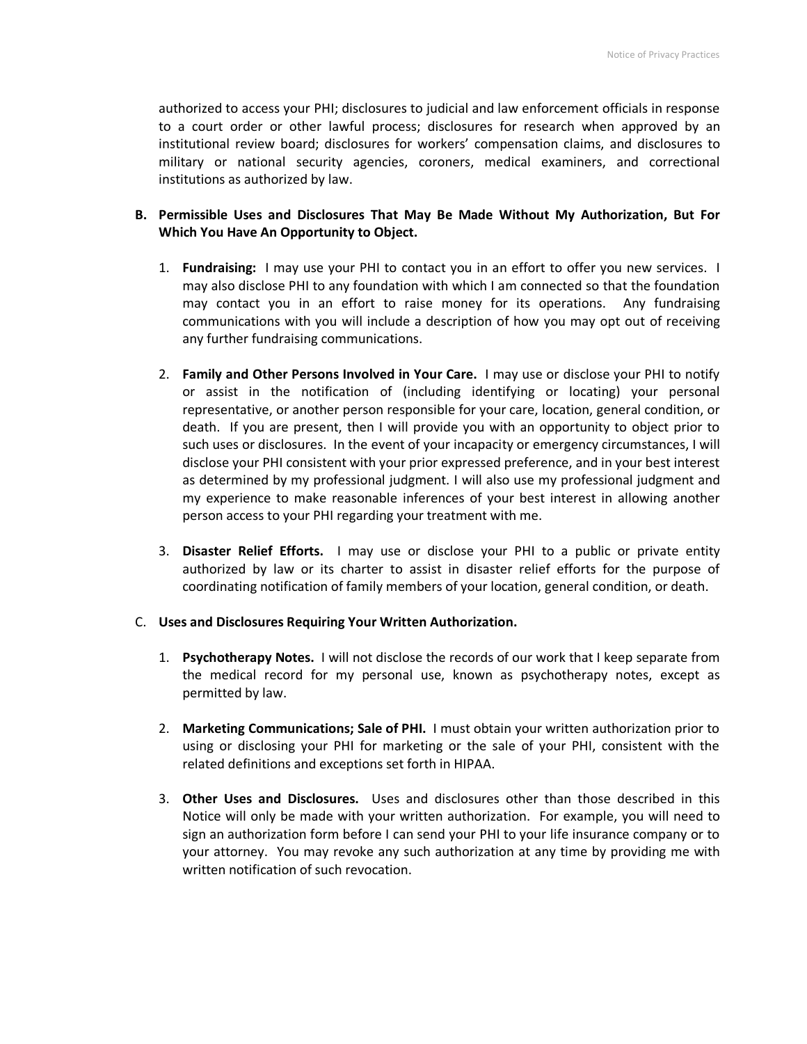authorized to access your PHI; disclosures to judicial and law enforcement officials in response to a court order or other lawful process; disclosures for research when approved by an institutional review board; disclosures for workers' compensation claims, and disclosures to military or national security agencies, coroners, medical examiners, and correctional institutions as authorized by law.

**B. Permissible Uses and Disclosures That May Be Made Without My Authorization, But For Which You Have An Opportunity to Object.**

1. **Fundraising:** I may use your PHI to contact you in an effort to offer you new services. I may also disclose PHI to any foundation with which I am connected so that the foundation may contact you in an effort to raise money for its operations. Any fundraising communications with you will include a description of how you may opt out of receiving any further fundraising communications.

2. **Family and Other Persons Involved in Your Care.** I may use or disclose your PHI to notify or assist in the notification of (including identifying or locating) your personal representative, or another person responsible for your care, location, general condition, or death. If you are present, then I will provide you with an opportunity to object prior to such uses or disclosures. In the event of your incapacity or emergency circumstances, I will disclose your PHI consistent with your prior expressed preference, and in your best interest as determined by my professional judgment. I will also use my professional judgment and my experience to make reasonable inferences of your best interest in allowing another person access to your PHI regarding your treatment with me.

3. **Disaster Relief Efforts.** I may use or disclose your PHI to a public or private entity authorized by law or its charter to assist in disaster relief efforts for the purpose of coordinating notification of family members of your location, general condition, or death.

C. **Uses and Disclosures Requiring Your Written Authorization.**

1. **Psychotherapy Notes.** I will not disclose the records of our work that I keep separate from the medical record for my personal use, known as psychotherapy notes, except as permitted by law.

2. **Marketing Communications; Sale of PHI.** I must obtain your written authorization prior to using or disclosing your PHI for marketing or the sale of your PHI, consistent with the related definitions and exceptions set forth in HIPAA.

3. **Other Uses and Disclosures.** Uses and disclosures other than those described in this Notice will only be made with your written authorization. For example, you will need to sign an authorization form before I can send your PHI to your life insurance company or to your attorney. You may revoke any such authorization at any time by providing me with written notification of such revocation.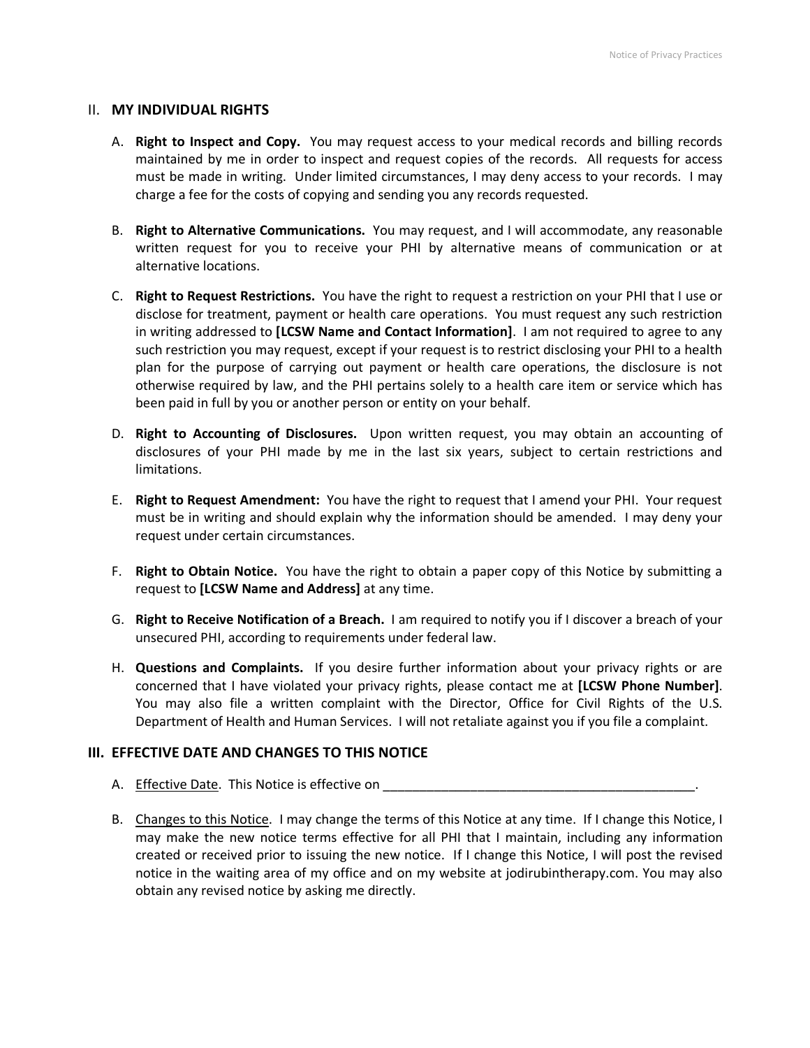## II. MY INDIVIDUAL RIGHTS

A. **Right to Inspect and Copy.** You may request access to your medical records and billing records maintained by me in order to inspect and request copies of the records. All requests for access must be made in writing. Under limited circumstances, I may deny access to your records. I may charge a fee for the costs of copying and sending you any records requested.

B. **Right to Alternative Communications.** You may request, and I will accommodate, any reasonable written request for you to receive your PHI by alternative means of communication or at alternative locations.

C. **Right to Request Restrictions.** You have the right to request a restriction on your PHI that I use or disclose for treatment, payment or health care operations. You must request any such restriction in writing addressed to **[LCSW Name and Contact Information]**. I am not required to agree to any such restriction you may request, except if your request is to restrict disclosing your PHI to a health plan for the purpose of carrying out payment or health care operations, the disclosure is not otherwise required by law, and the PHI pertains solely to a health care item or service which has been paid in full by you or another person or entity on your behalf.

D. **Right to Accounting of Disclosures.** Upon written request, you may obtain an accounting of disclosures of your PHI made by me in the last six years, subject to certain restrictions and limitations.

E. **Right to Request Amendment:** You have the right to request that I amend your PHI. Your request must be in writing and should explain why the information should be amended. I may deny your request under certain circumstances.

F. **Right to Obtain Notice.** You have the right to obtain a paper copy of this Notice by submitting a request to **[LCSW Name and Address]** at any time.

G. **Right to Receive Notification of a Breach.** I am required to notify you if I discover a breach of your unsecured PHI, according to requirements under federal law.

H. **Questions and Complaints.** If you desire further information about your privacy rights or are concerned that I have violated your privacy rights, please contact me at **[LCSW Phone Number]**. You may also file a written complaint with the Director, Office for Civil Rights of the U.S. Department of Health and Human Services. I will not retaliate against you if you file a complaint.

## III. EFFECTIVE DATE AND CHANGES TO THIS NOTICE

A. Effective Date. This Notice is effective on ___________________________________________.

B. Changes to this Notice. I may change the terms of this Notice at any time. If I change this Notice, I may make the new notice terms effective for all PHI that I maintain, including any information created or received prior to issuing the new notice. If I change this Notice, I will post the revised notice in the waiting area of my office and on my website at jodirubintherapy.com. You may also obtain any revised notice by asking me directly.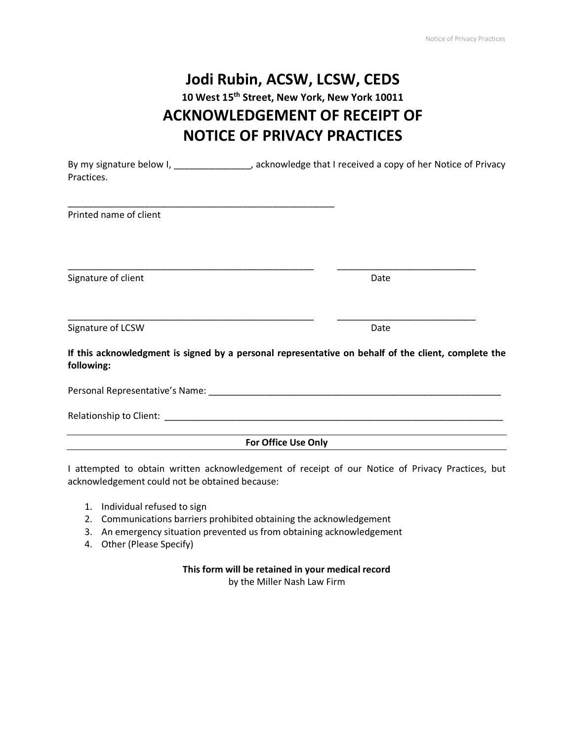# Jodi Rubin, ACSW, LCSW, CEDS

**10 West 15th Street, New York, New York 10011**

## ACKNOWLEDGEMENT OF RECEIPT OF NOTICE OF PRIVACY PRACTICES

By my signature below I, _______________, acknowledge that I received a copy of her Notice of Privacy Practices.

_______________________________________________________

Printed name of client

__________________________________________________ ____________________________

Signature of client Date

__________________________________________________ ____________________________

Signature of LCSW Date

**If this acknowledgment is signed by a personal representative on behalf of the client, complete the following:**

Personal Representative's Name: ____________________________________________________________

Relationship to Client: ______________________________________________________________________

---

**For Office Use Only**

---

I attempted to obtain written acknowledgement of receipt of our Notice of Privacy Practices, but acknowledgement could not be obtained because:

1. Individual refused to sign
2. Communications barriers prohibited obtaining the acknowledgement
3. An emergency situation prevented us from obtaining acknowledgement
4. Other (Please Specify)

**This form will be retained in your medical record**

by the Miller Nash Law Firm